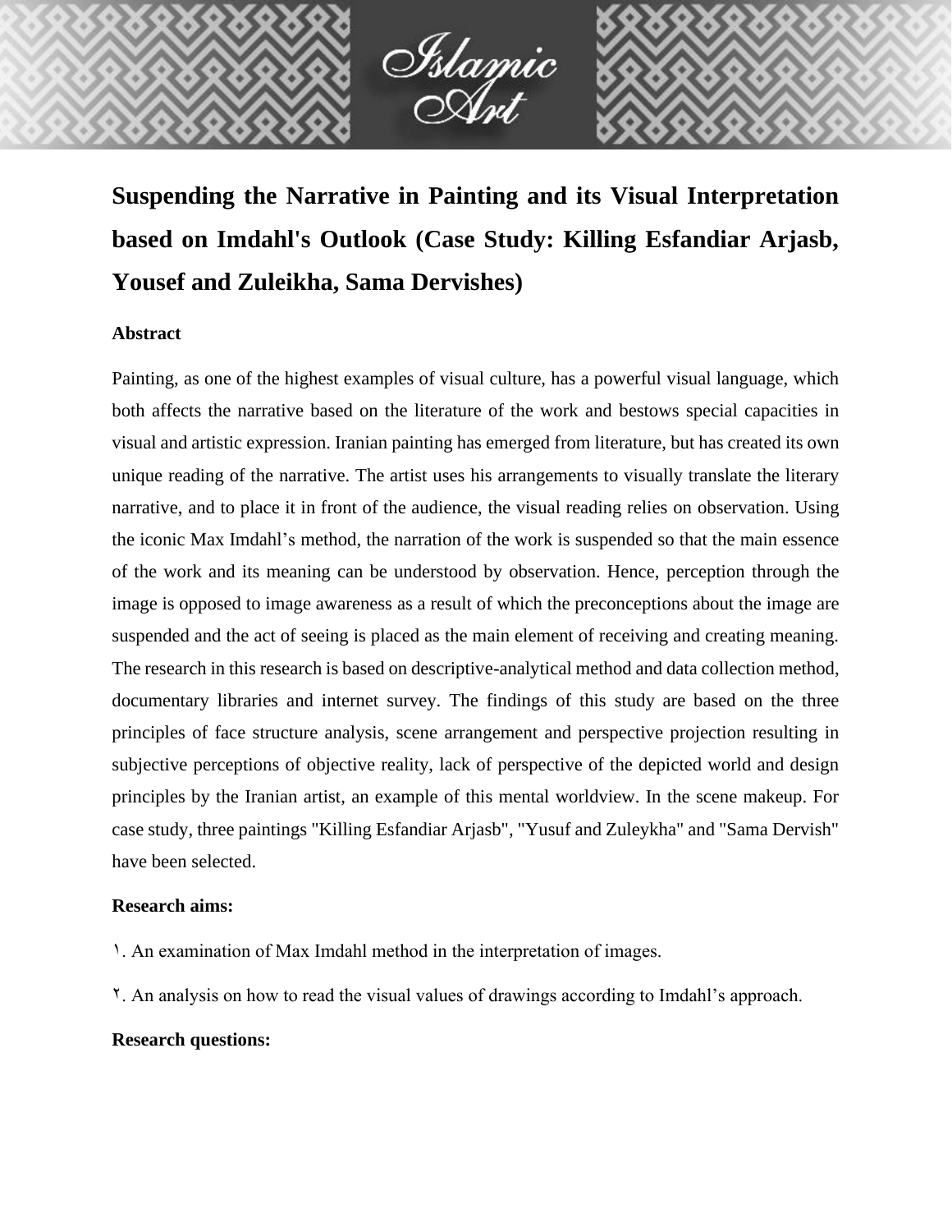# Suspending the Narrative in Painting and its Visual Interpretation based on Imdahl's Outlook (Case Study: Killing Esfandiar Arjasb, Yousef and Zuleikha, Sama Dervishes)

## Abstract

Painting, as one of the highest examples of visual culture, has a powerful visual language, which both affects the narrative based on the literature of the work and bestows special capacities in visual and artistic expression. Iranian painting has emerged from literature, but has created its own unique reading of the narrative. The artist uses his arrangements to visually translate the literary narrative, and to place it in front of the audience, the visual reading relies on observation. Using the iconic Max Imdahl's method, the narration of the work is suspended so that the main essence of the work and its meaning can be understood by observation. Hence, perception through the image is opposed to image awareness as a result of which the preconceptions about the image are suspended and the act of seeing is placed as the main element of receiving and creating meaning. The research in this research is based on descriptive-analytical method and data collection method, documentary libraries and internet survey. The findings of this study are based on the three principles of face structure analysis, scene arrangement and perspective projection resulting in subjective perceptions of objective reality, lack of perspective of the depicted world and design principles by the Iranian artist, an example of this mental worldview. In the scene makeup. For case study, three paintings "Killing Esfandiar Arjasb", "Yusuf and Zuleykha" and "Sama Dervish" have been selected.

## Research aims:

١. An examination of Max Imdahl method in the interpretation of images.

٢. An analysis on how to read the visual values of drawings according to Imdahl's approach.

## Research questions: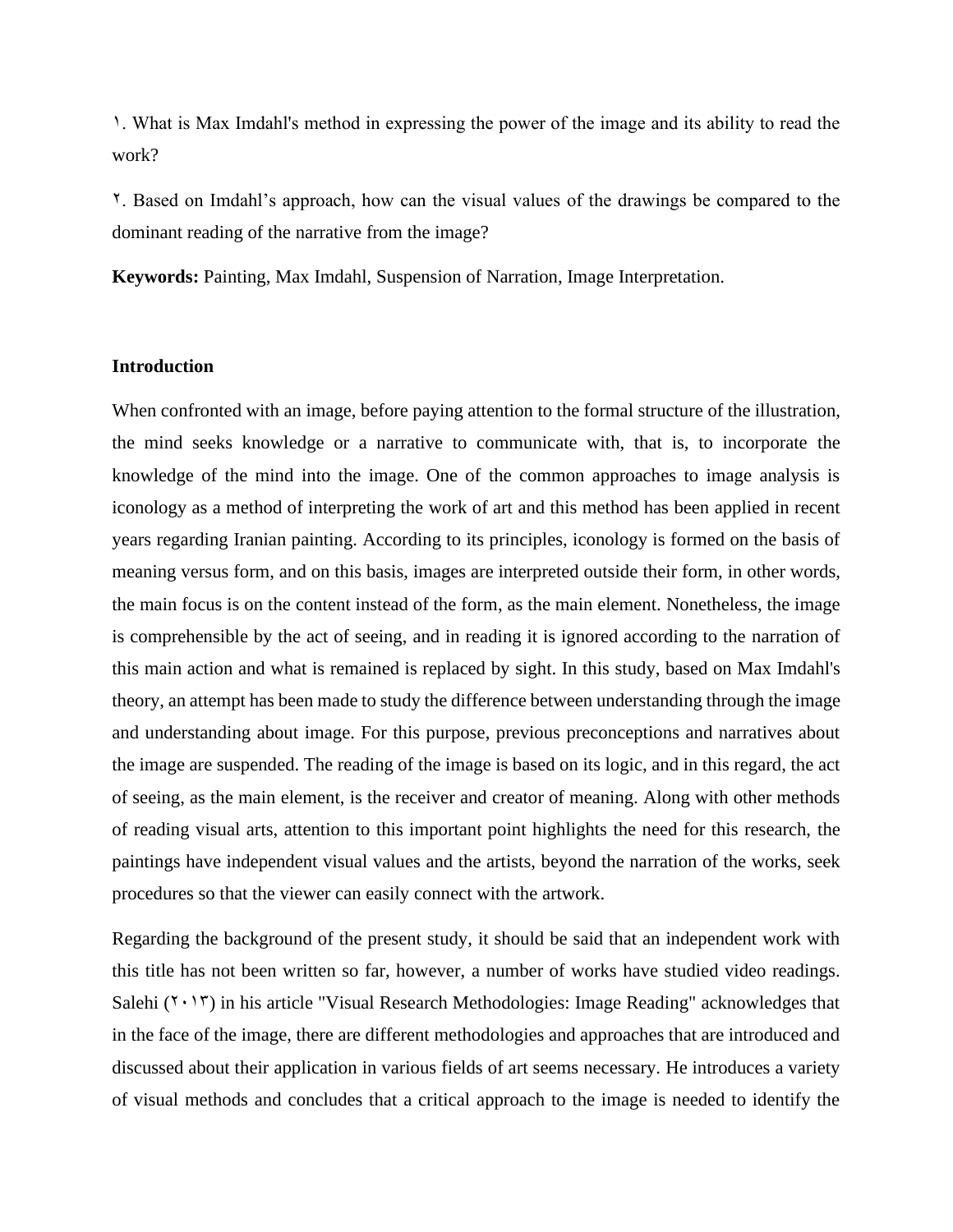١. What is Max Imdahl's method in expressing the power of the image and its ability to read the work?

٢. Based on Imdahl's approach, how can the visual values of the drawings be compared to the dominant reading of the narrative from the image?

**Keywords:** Painting, Max Imdahl, Suspension of Narration, Image Interpretation.

## Introduction

When confronted with an image, before paying attention to the formal structure of the illustration, the mind seeks knowledge or a narrative to communicate with, that is, to incorporate the knowledge of the mind into the image. One of the common approaches to image analysis is iconology as a method of interpreting the work of art and this method has been applied in recent years regarding Iranian painting. According to its principles, iconology is formed on the basis of meaning versus form, and on this basis, images are interpreted outside their form, in other words, the main focus is on the content instead of the form, as the main element. Nonetheless, the image is comprehensible by the act of seeing, and in reading it is ignored according to the narration of this main action and what is remained is replaced by sight. In this study, based on Max Imdahl's theory, an attempt has been made to study the difference between understanding through the image and understanding about image. For this purpose, previous preconceptions and narratives about the image are suspended. The reading of the image is based on its logic, and in this regard, the act of seeing, as the main element, is the receiver and creator of meaning. Along with other methods of reading visual arts, attention to this important point highlights the need for this research, the paintings have independent visual values and the artists, beyond the narration of the works, seek procedures so that the viewer can easily connect with the artwork.

Regarding the background of the present study, it should be said that an independent work with this title has not been written so far, however, a number of works have studied video readings. Salehi (٢٠١٣) in his article "Visual Research Methodologies: Image Reading" acknowledges that in the face of the image, there are different methodologies and approaches that are introduced and discussed about their application in various fields of art seems necessary. He introduces a variety of visual methods and concludes that a critical approach to the image is needed to identify the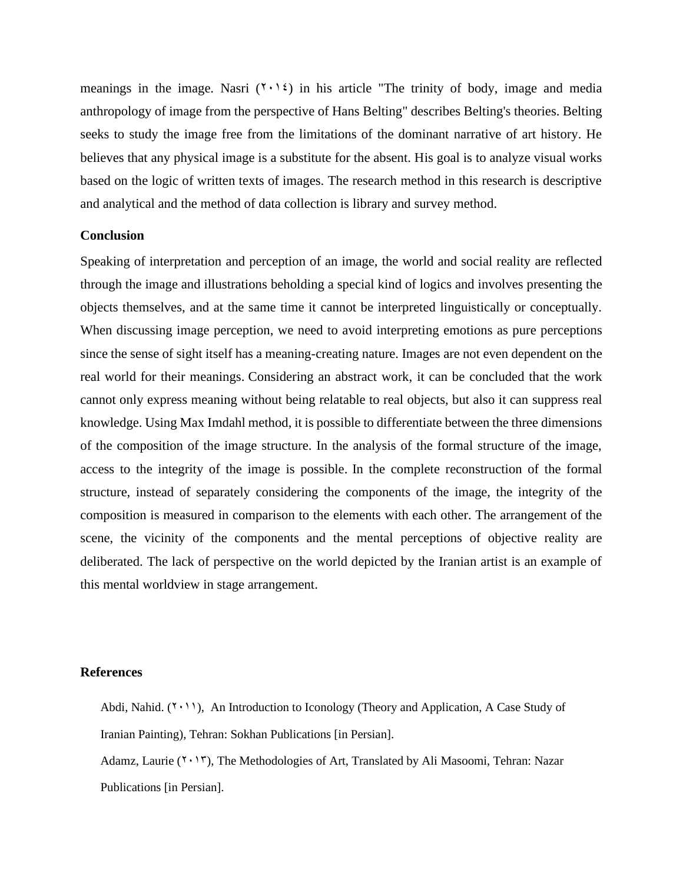meanings in the image. Nasri (۲۰۱٤) in his article "The trinity of body, image and media anthropology of image from the perspective of Hans Belting" describes Belting's theories. Belting seeks to study the image free from the limitations of the dominant narrative of art history. He believes that any physical image is a substitute for the absent. His goal is to analyze visual works based on the logic of written texts of images. The research method in this research is descriptive and analytical and the method of data collection is library and survey method.

**Conclusion**

Speaking of interpretation and perception of an image, the world and social reality are reflected through the image and illustrations beholding a special kind of logics and involves presenting the objects themselves, and at the same time it cannot be interpreted linguistically or conceptually. When discussing image perception, we need to avoid interpreting emotions as pure perceptions since the sense of sight itself has a meaning-creating nature. Images are not even dependent on the real world for their meanings. Considering an abstract work, it can be concluded that the work cannot only express meaning without being relatable to real objects, but also it can suppress real knowledge. Using Max Imdahl method, it is possible to differentiate between the three dimensions of the composition of the image structure. In the analysis of the formal structure of the image, access to the integrity of the image is possible. In the complete reconstruction of the formal structure, instead of separately considering the components of the image, the integrity of the composition is measured in comparison to the elements with each other. The arrangement of the scene, the vicinity of the components and the mental perceptions of objective reality are deliberated. The lack of perspective on the world depicted by the Iranian artist is an example of this mental worldview in stage arrangement.

**References**

Abdi, Nahid. (۲۰۱۱), An Introduction to Iconology (Theory and Application, A Case Study of Iranian Painting), Tehran: Sokhan Publications [in Persian].

Adamz, Laurie (۲۰۱۳), The Methodologies of Art, Translated by Ali Masoomi, Tehran: Nazar Publications [in Persian].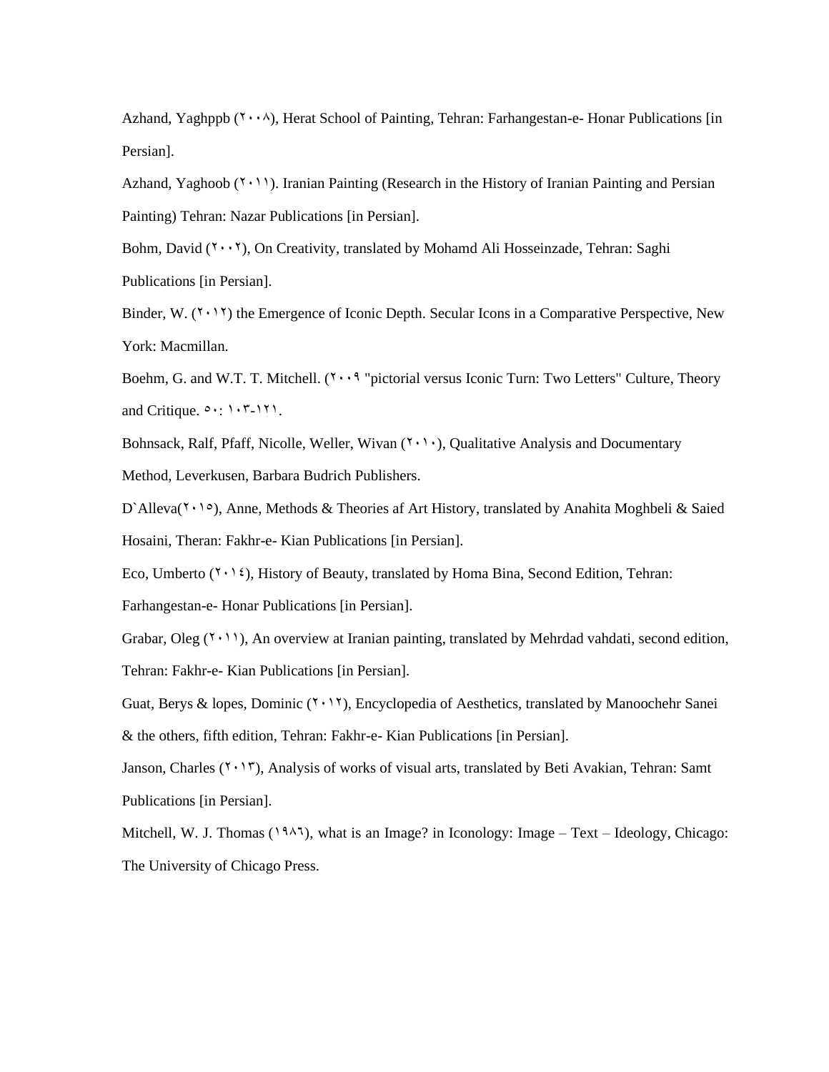Azhand, Yaghppb (۲۰۰۸), Herat School of Painting, Tehran: Farhangestan-e- Honar Publications [in Persian].

Azhand, Yaghoob (۲۰۱۱). Iranian Painting (Research in the History of Iranian Painting and Persian Painting) Tehran: Nazar Publications [in Persian].

Bohm, David (۲۰۰۲), On Creativity, translated by Mohamd Ali Hosseinzade, Tehran: Saghi Publications [in Persian].

Binder, W. (۲۰۱۲) the Emergence of Iconic Depth. Secular Icons in a Comparative Perspective, New York: Macmillan.

Boehm, G. and W.T. T. Mitchell. (۲۰۰۹ "pictorial versus Iconic Turn: Two Letters" Culture, Theory and Critique. ۵۰: ۱۰۳-۱۲۱.

Bohnsack, Ralf, Pfaff, Nicolle, Weller, Wivan (۲۰۱۰), Qualitative Analysis and Documentary Method, Leverkusen, Barbara Budrich Publishers.

D`Alleva(۲۰۱۵), Anne, Methods & Theories af Art History, translated by Anahita Moghbeli & Saied Hosaini, Theran: Fakhr-e- Kian Publications [in Persian].

Eco, Umberto (۲۰۱٤), History of Beauty, translated by Homa Bina, Second Edition, Tehran: Farhangestan-e- Honar Publications [in Persian].

Grabar, Oleg (۲۰۱۱), An overview at Iranian painting, translated by Mehrdad vahdati, second edition, Tehran: Fakhr-e- Kian Publications [in Persian].

Guat, Berys & lopes, Dominic (۲۰۱۲), Encyclopedia of Aesthetics, translated by Manoochehr Sanei & the others, fifth edition, Tehran: Fakhr-e- Kian Publications [in Persian].

Janson, Charles (۲۰۱۳), Analysis of works of visual arts, translated by Beti Avakian, Tehran: Samt Publications [in Persian].

Mitchell, W. J. Thomas (۱۹۸٦), what is an Image? in Iconology: Image – Text – Ideology, Chicago: The University of Chicago Press.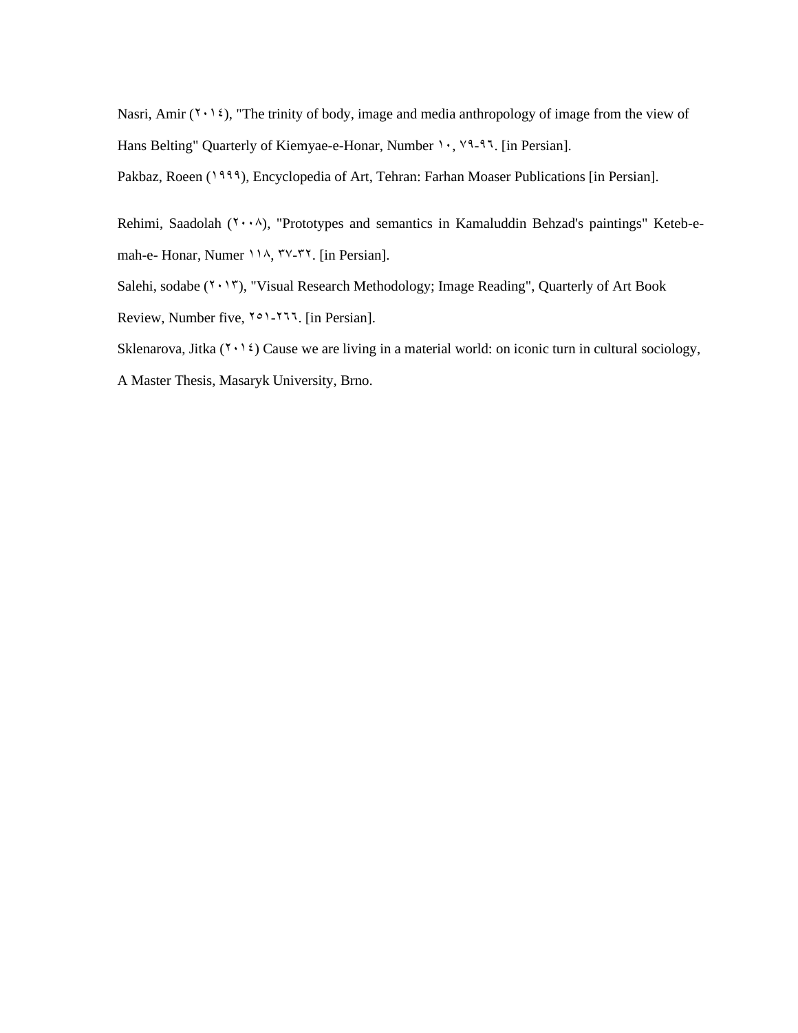Nasri, Amir (٢٠١٤), "The trinity of body, image and media anthropology of image from the view of Hans Belting" Quarterly of Kiemyae-e-Honar, Number ١٠, ٧٩-٩٦. [in Persian].

Pakbaz, Roeen (١٩٩٩), Encyclopedia of Art, Tehran: Farhan Moaser Publications [in Persian].

Rehimi, Saadolah (٢٠٠٨), "Prototypes and semantics in Kamaluddin Behzad's paintings" Keteb-e-mah-e- Honar, Numer ١١٨, ٣٧-٣٢. [in Persian].

Salehi, sodabe (٢٠١٣), "Visual Research Methodology; Image Reading", Quarterly of Art Book Review, Number five, ٢٥١-٢٦٦. [in Persian].

Sklenarova, Jitka (٢٠١٤) Cause we are living in a material world: on iconic turn in cultural sociology, A Master Thesis, Masaryk University, Brno.